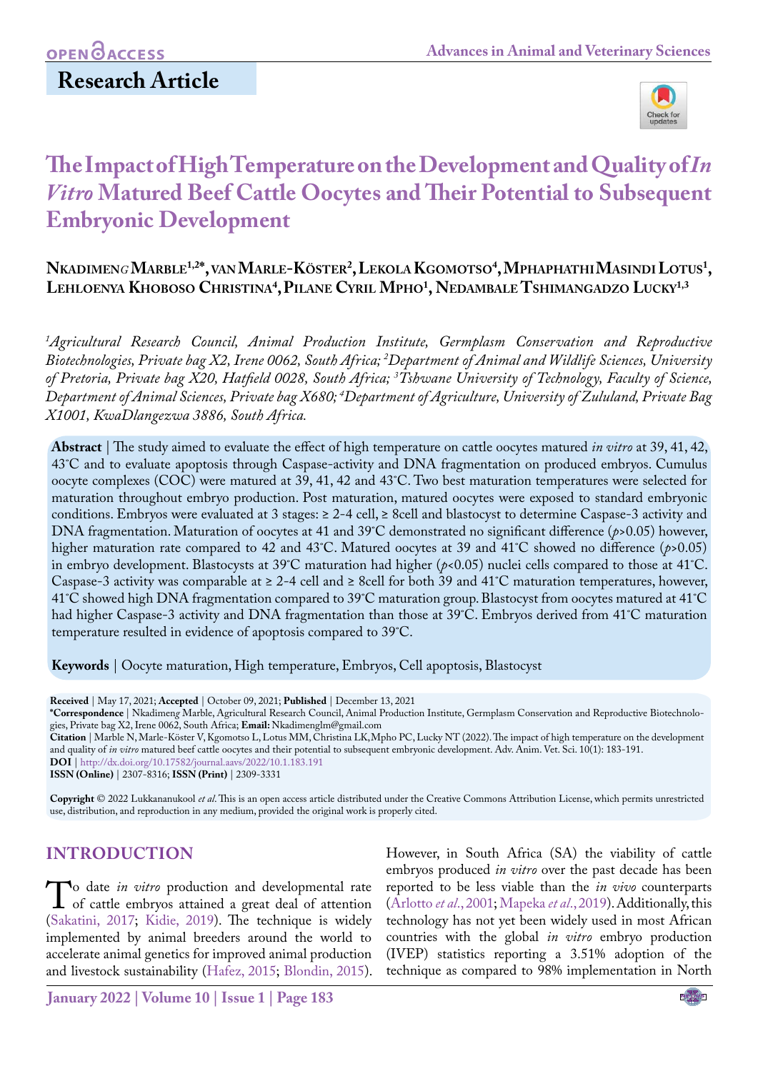# Research Article

# The Impact of High Temperature on the Development and Quality of *In Vitro* Matured Beef Cattle Oocytes and Their Potential to Subsequent Embryonic Development

**Nkadimeng Marble[1,2*], van Marle-Köster[2], Lekola Kgomotso[4], Mphaphathi Masindi Lotus[1], Lehloenya Khoboso Christina[4], Pilane Cyril Mpho[1], Nedambale Tshimangadzo Lucky[1,3]**

*[1]Agricultural Research Council, Animal Production Institute, Germplasm Conservation and Reproductive Biotechnologies, Private bag X2, Irene 0062, South Africa; [2]Department of Animal and Wildlife Sciences, University of Pretoria, Private bag X20, Hatfield 0028, South Africa; [3]Tshwane University of Technology, Faculty of Science, Department of Animal Sciences, Private bag X680; [4]Department of Agriculture, University of Zululand, Private Bag X1001, KwaDlangezwa 3886, South Africa.*

**Abstract** | The study aimed to evaluate the effect of high temperature on cattle oocytes matured *in vitro* at 39, 41, 42, 43°C and to evaluate apoptosis through Caspase-activity and DNA fragmentation on produced embryos. Cumulus oocyte complexes (COC) were matured at 39, 41, 42 and 43°C. Two best maturation temperatures were selected for maturation throughout embryo production. Post maturation, matured oocytes were exposed to standard embryonic conditions. Embryos were evaluated at 3 stages: ≥ 2-4 cell, ≥ 8cell and blastocyst to determine Caspase-3 activity and DNA fragmentation. Maturation of oocytes at 41 and 39°C demonstrated no significant difference ($p>0.05$) however, higher maturation rate compared to 42 and 43°C. Matured oocytes at 39 and 41°C showed no difference ($p>0.05$) in embryo development. Blastocysts at 39°C maturation had higher ($p<0.05$) nuclei cells compared to those at 41°C. Caspase-3 activity was comparable at ≥ 2-4 cell and ≥ 8cell for both 39 and 41°C maturation temperatures, however, 41°C showed high DNA fragmentation compared to 39°C maturation group. Blastocyst from oocytes matured at 41°C had higher Caspase-3 activity and DNA fragmentation than those at 39°C. Embryos derived from 41°C maturation temperature resulted in evidence of apoptosis compared to 39°C.

**Keywords** | Oocyte maturation, High temperature, Embryos, Cell apoptosis, Blastocyst

**Received** | May 17, 2021; **Accepted** | October 09, 2021; **Published** | December 13, 2021
**\*Correspondence** | Nkadimeng Marble, Agricultural Research Council, Animal Production Institute, Germplasm Conservation and Reproductive Biotechnologies, Private bag X2, Irene 0062, South Africa; **Email:** Nkadimenglm@gmail.com
**Citation** | Marble N, Marle-Köster V, Kgomotso L, Lotus MM, Christina LK, Mpho PC, Lucky NT (2022). The impact of high temperature on the development and quality of *in vitro* matured beef cattle oocytes and their potential to subsequent embryonic development. Adv. Anim. Vet. Sci. 10(1): 183-191.
**DOI** | http://dx.doi.org/10.17582/journal.aavs/2022/10.1.183.191
**ISSN (Online)** | 2307-8316; **ISSN (Print)** | 2309-3331

**Copyright** © 2022 Lukkananukool *et al*. This is an open access article distributed under the Creative Commons Attribution License, which permits unrestricted use, distribution, and reproduction in any medium, provided the original work is properly cited.

## INTRODUCTION

To date *in vitro* production and developmental rate of cattle embryos attained a great deal of attention (Sakatini, 2017; Kidie, 2019). The technique is widely implemented by animal breeders around the world to accelerate animal genetics for improved animal production and livestock sustainability (Hafez, 2015; Blondin, 2015). However, in South Africa (SA) the viability of cattle embryos produced *in vitro* over the past decade has been reported to be less viable than the *in vivo* counterparts (Arlotto *et al*., 2001; Mapeka *et al*., 2019). Additionally, this technology has not yet been widely used in most African countries with the global *in vitro* embryo production (IVEP) statistics reporting a 3.51% adoption of the technique as compared to 98% implementation in North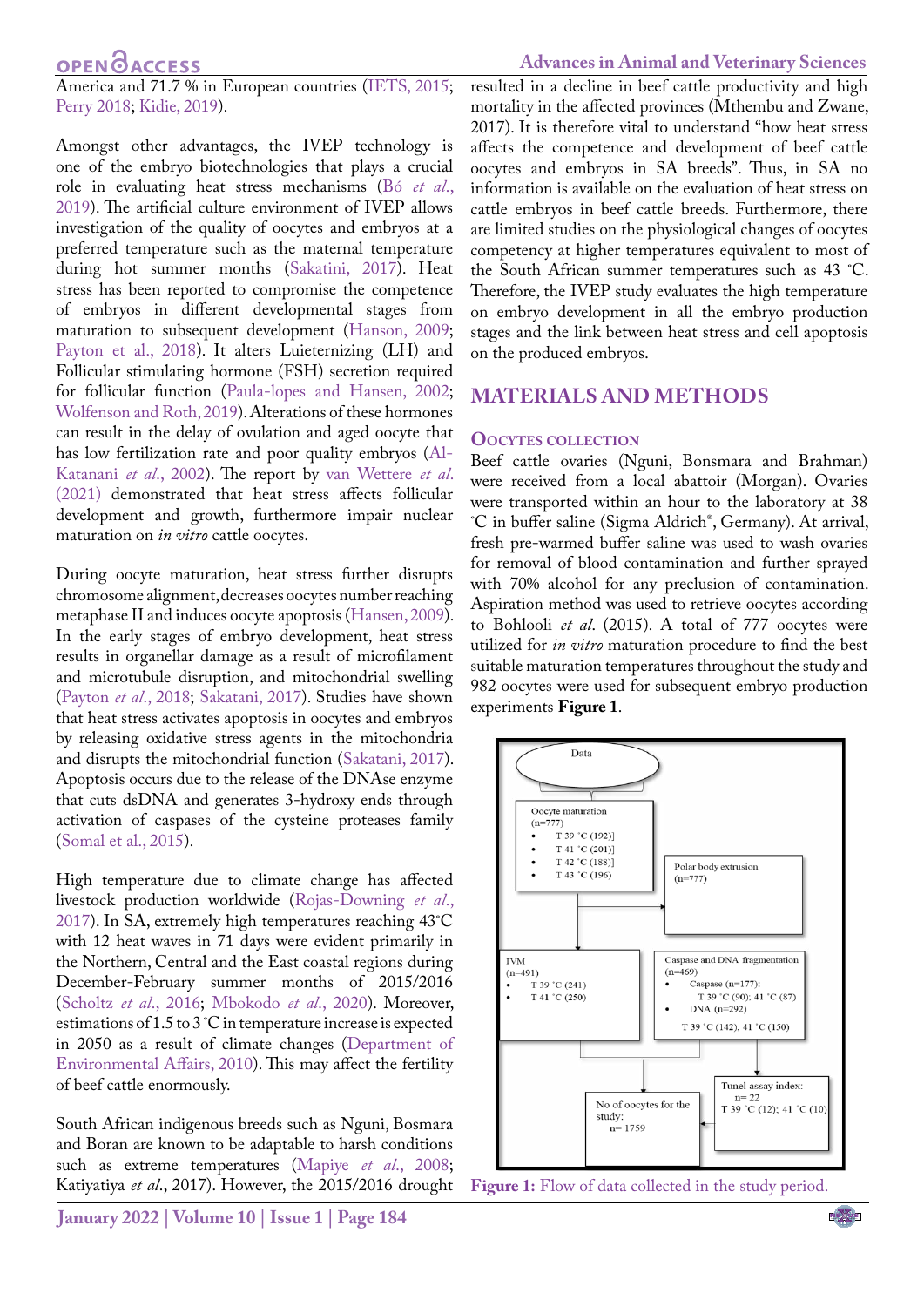America and 71.7 % in European countries (IETS, 2015; Perry 2018; Kidie, 2019).

Amongst other advantages, the IVEP technology is one of the embryo biotechnologies that plays a crucial role in evaluating heat stress mechanisms (Bó *et al*., 2019). The artificial culture environment of IVEP allows investigation of the quality of oocytes and embryos at a preferred temperature such as the maternal temperature during hot summer months (Sakatini, 2017). Heat stress has been reported to compromise the competence of embryos in different developmental stages from maturation to subsequent development (Hanson, 2009; Payton et al., 2018). It alters Luieternizing (LH) and Follicular stimulating hormone (FSH) secretion required for follicular function (Paula-lopes and Hansen, 2002; Wolfenson and Roth, 2019). Alterations of these hormones can result in the delay of ovulation and aged oocyte that has low fertilization rate and poor quality embryos (Al-Katanani *et al*., 2002). The report by van Wettere *et al.* (2021) demonstrated that heat stress affects follicular development and growth, furthermore impair nuclear maturation on *in vitro* cattle oocytes.

During oocyte maturation, heat stress further disrupts chromosome alignment, decreases oocytes number reaching metaphase II and induces oocyte apoptosis (Hansen, 2009). In the early stages of embryo development, heat stress results in organellar damage as a result of microfilament and microtubule disruption, and mitochondrial swelling (Payton *et al*., 2018; Sakatani, 2017). Studies have shown that heat stress activates apoptosis in oocytes and embryos by releasing oxidative stress agents in the mitochondria and disrupts the mitochondrial function (Sakatani, 2017). Apoptosis occurs due to the release of the DNAse enzyme that cuts dsDNA and generates 3-hydroxy ends through activation of caspases of the cysteine proteases family (Somal et al., 2015).

High temperature due to climate change has affected livestock production worldwide (Rojas-Downing *et al*., 2017). In SA, extremely high temperatures reaching 43°C with 12 heat waves in 71 days were evident primarily in the Northern, Central and the East coastal regions during December-February summer months of 2015/2016 (Scholtz *et al*., 2016; Mbokodo *et al*., 2020). Moreover, estimations of 1.5 to 3 °C in temperature increase is expected in 2050 as a result of climate changes (Department of Environmental Affairs, 2010). This may affect the fertility of beef cattle enormously.

South African indigenous breeds such as Nguni, Bosmara and Boran are known to be adaptable to harsh conditions such as extreme temperatures (Mapiye *et al*., 2008; Katiyatiya *et al*., 2017). However, the 2015/2016 drought resulted in a decline in beef cattle productivity and high mortality in the affected provinces (Mthembu and Zwane, 2017). It is therefore vital to understand "how heat stress affects the competence and development of beef cattle oocytes and embryos in SA breeds". Thus, in SA no information is available on the evaluation of heat stress on cattle embryos in beef cattle breeds. Furthermore, there are limited studies on the physiological changes of oocytes competency at higher temperatures equivalent to most of the South African summer temperatures such as 43 °C. Therefore, the IVEP study evaluates the high temperature on embryo development in all the embryo production stages and the link between heat stress and cell apoptosis on the produced embryos.

## MATERIALS AND METHODS

### Oocytes collection

Beef cattle ovaries (Nguni, Bonsmara and Brahman) were received from a local abattoir (Morgan). Ovaries were transported within an hour to the laboratory at 38 °C in buffer saline (Sigma Aldrich®, Germany). At arrival, fresh pre-warmed buffer saline was used to wash ovaries for removal of blood contamination and further sprayed with 70% alcohol for any preclusion of contamination. Aspiration method was used to retrieve oocytes according to Bohlooli *et al*. (2015). A total of 777 oocytes were utilized for *in vitro* maturation procedure to find the best suitable maturation temperatures throughout the study and 982 oocytes were used for subsequent embryo production experiments **Figure 1**.

Data

Oocyte maturation
(n=777)
- T 39 °C (192)]
- T 41 °C (201)]
- T 42 °C (188)]
- T 43 °C (196)

Polar body extrusion
(n=777)

IVM
(n=491)
- T 39 °C (241)
- T 41 °C (250)

Caspase and DNA fragmentation
(n=469)
- Caspase (n=177):
  T 39 °C (90); 41 °C (87)
- DNA (n=292)
  T 39 °C (142); 41 °C (150)

Tunel assay index:
n= 22
T 39 °C (12); 41 °C (10)

No of oocytes for the study:
n= 1759

**Figure 1:** Flow of data collected in the study period.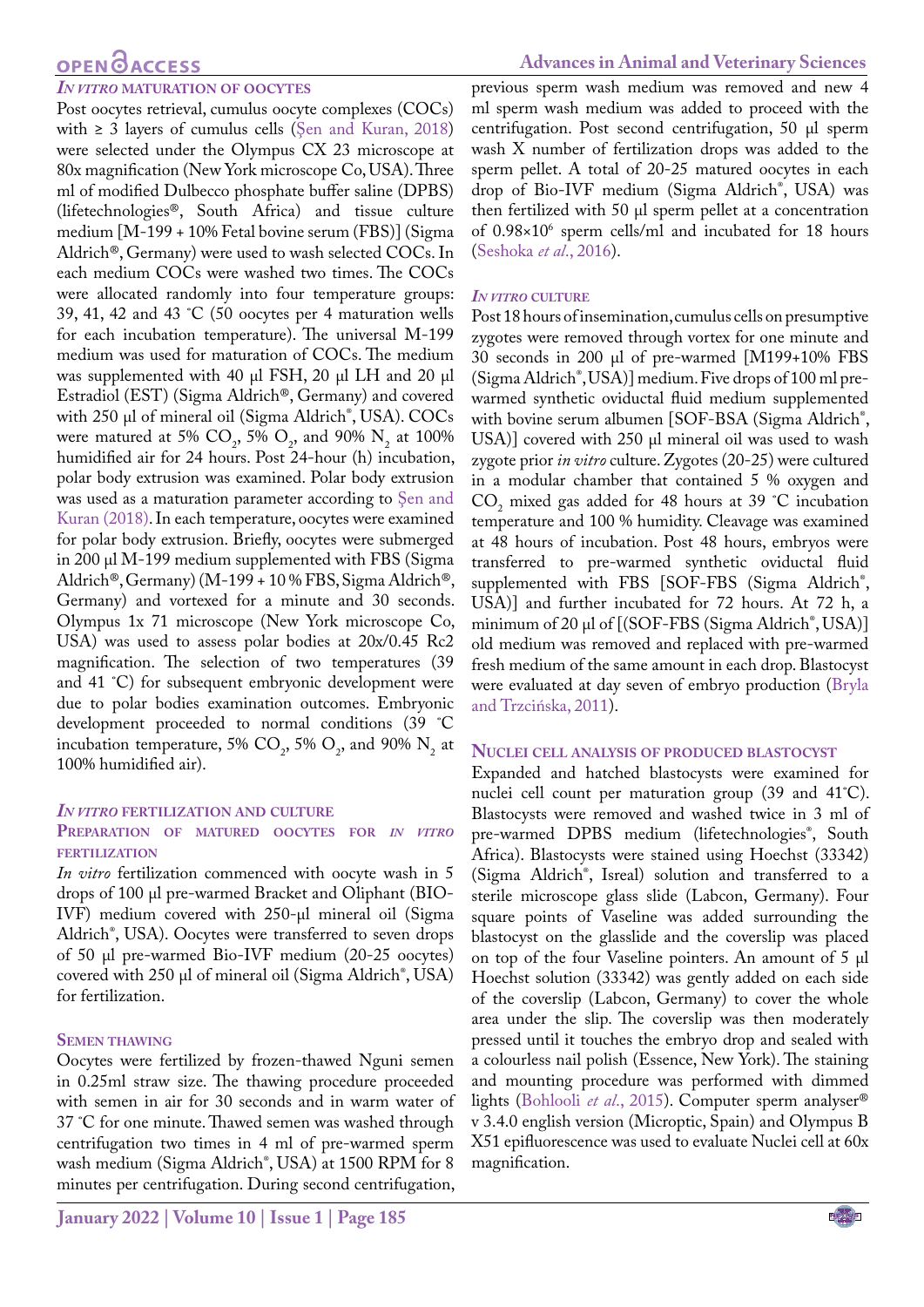### *In vitro* maturation of oocytes

Post oocytes retrieval, cumulus oocyte complexes (COCs) with ≥ 3 layers of cumulus cells (Şen and Kuran, 2018) were selected under the Olympus CX 23 microscope at 80x magnification (New York microscope Co, USA). Three ml of modified Dulbecco phosphate buffer saline (DPBS) (lifetechnologies®, South Africa) and tissue culture medium [M-199 + 10% Fetal bovine serum (FBS)] (Sigma Aldrich®, Germany) were used to wash selected COCs. In each medium COCs were washed two times. The COCs were allocated randomly into four temperature groups: 39, 41, 42 and 43 ˚C (50 oocytes per 4 maturation wells for each incubation temperature). The universal M-199 medium was used for maturation of COCs. The medium was supplemented with 40 µl FSH, 20 µl LH and 20 µl Estradiol (EST) (Sigma Aldrich®, Germany) and covered with 250 µl of mineral oil (Sigma Aldrich®, USA). COCs were matured at 5% $CO_2$, 5% $O_2$, and 90% $N_2$ at 100% humidified air for 24 hours. Post 24-hour (h) incubation, polar body extrusion was examined. Polar body extrusion was used as a maturation parameter according to Şen and Kuran (2018). In each temperature, oocytes were examined for polar body extrusion. Briefly, oocytes were submerged in 200 µl M-199 medium supplemented with FBS (Sigma Aldrich®, Germany) (M-199 + 10 % FBS, Sigma Aldrich®, Germany) and vortexed for a minute and 30 seconds. Olympus 1x 71 microscope (New York microscope Co, USA) was used to assess polar bodies at 20x/0.45 Rc2 magnification. The selection of two temperatures (39 and 41 ˚C) for subsequent embryonic development were due to polar bodies examination outcomes. Embryonic development proceeded to normal conditions (39 ˚C incubation temperature, 5% $CO_2$, 5% $O_2$, and 90% $N_2$ at 100% humidified air).

### *In vitro* fertilization and culture

#### Preparation of matured oocytes for *in vitro* fertilization

*In vitro* fertilization commenced with oocyte wash in 5 drops of 100 µl pre-warmed Bracket and Oliphant (BIO-IVF) medium covered with 250-µl mineral oil (Sigma Aldrich®, USA). Oocytes were transferred to seven drops of 50 µl pre-warmed Bio-IVF medium (20-25 oocytes) covered with 250 µl of mineral oil (Sigma Aldrich®, USA) for fertilization.

#### Semen thawing

Oocytes were fertilized by frozen-thawed Nguni semen in 0.25ml straw size. The thawing procedure proceeded with semen in air for 30 seconds and in warm water of 37 ˚C for one minute. Thawed semen was washed through centrifugation two times in 4 ml of pre-warmed sperm wash medium (Sigma Aldrich®, USA) at 1500 RPM for 8 minutes per centrifugation. During second centrifugation, previous sperm wash medium was removed and new 4 ml sperm wash medium was added to proceed with the centrifugation. Post second centrifugation, 50 µl sperm wash X number of fertilization drops was added to the sperm pellet. A total of 20-25 matured oocytes in each drop of Bio-IVF medium (Sigma Aldrich®, USA) was then fertilized with 50 µl sperm pellet at a concentration of $0.98 \times 10^6$ sperm cells/ml and incubated for 18 hours (Seshoka *et al*., 2016).

### *In vitro* culture

Post 18 hours of insemination, cumulus cells on presumptive zygotes were removed through vortex for one minute and 30 seconds in 200 µl of pre-warmed [M199+10% FBS (Sigma Aldrich®, USA)] medium. Five drops of 100 ml pre-warmed synthetic oviductal fluid medium supplemented with bovine serum albumen [SOF-BSA (Sigma Aldrich®, USA)] covered with 250 µl mineral oil was used to wash zygote prior *in vitro* culture. Zygotes (20-25) were cultured in a modular chamber that contained 5 % oxygen and $CO_2$ mixed gas added for 48 hours at 39 ˚C incubation temperature and 100 % humidity. Cleavage was examined at 48 hours of incubation. Post 48 hours, embryos were transferred to pre-warmed synthetic oviductal fluid supplemented with FBS [SOF-FBS (Sigma Aldrich®, USA)] and further incubated for 72 hours. At 72 h, a minimum of 20 µl of [(SOF-FBS (Sigma Aldrich®, USA)] old medium was removed and replaced with pre-warmed fresh medium of the same amount in each drop. Blastocyst were evaluated at day seven of embryo production (Bryla and Trzcińska, 2011).

### Nuclei cell analysis of produced blastocyst

Expanded and hatched blastocysts were examined for nuclei cell count per maturation group (39 and 41˚C). Blastocysts were removed and washed twice in 3 ml of pre-warmed DPBS medium (lifetechnologies®, South Africa). Blastocysts were stained using Hoechst (33342) (Sigma Aldrich®, Isreal) solution and transferred to a sterile microscope glass slide (Labcon, Germany). Four square points of Vaseline was added surrounding the blastocyst on the glasslide and the coverslip was placed on top of the four Vaseline pointers. An amount of 5 µl Hoechst solution (33342) was gently added on each side of the coverslip (Labcon, Germany) to cover the whole area under the slip. The coverslip was then moderately pressed until it touches the embryo drop and sealed with a colourless nail polish (Essence, New York). The staining and mounting procedure was performed with dimmed lights (Bohlooli *et al*., 2015). Computer sperm analyser® v 3.4.0 english version (Microptic, Spain) and Olympus B X51 epifluorescence was used to evaluate Nuclei cell at 60x magnification.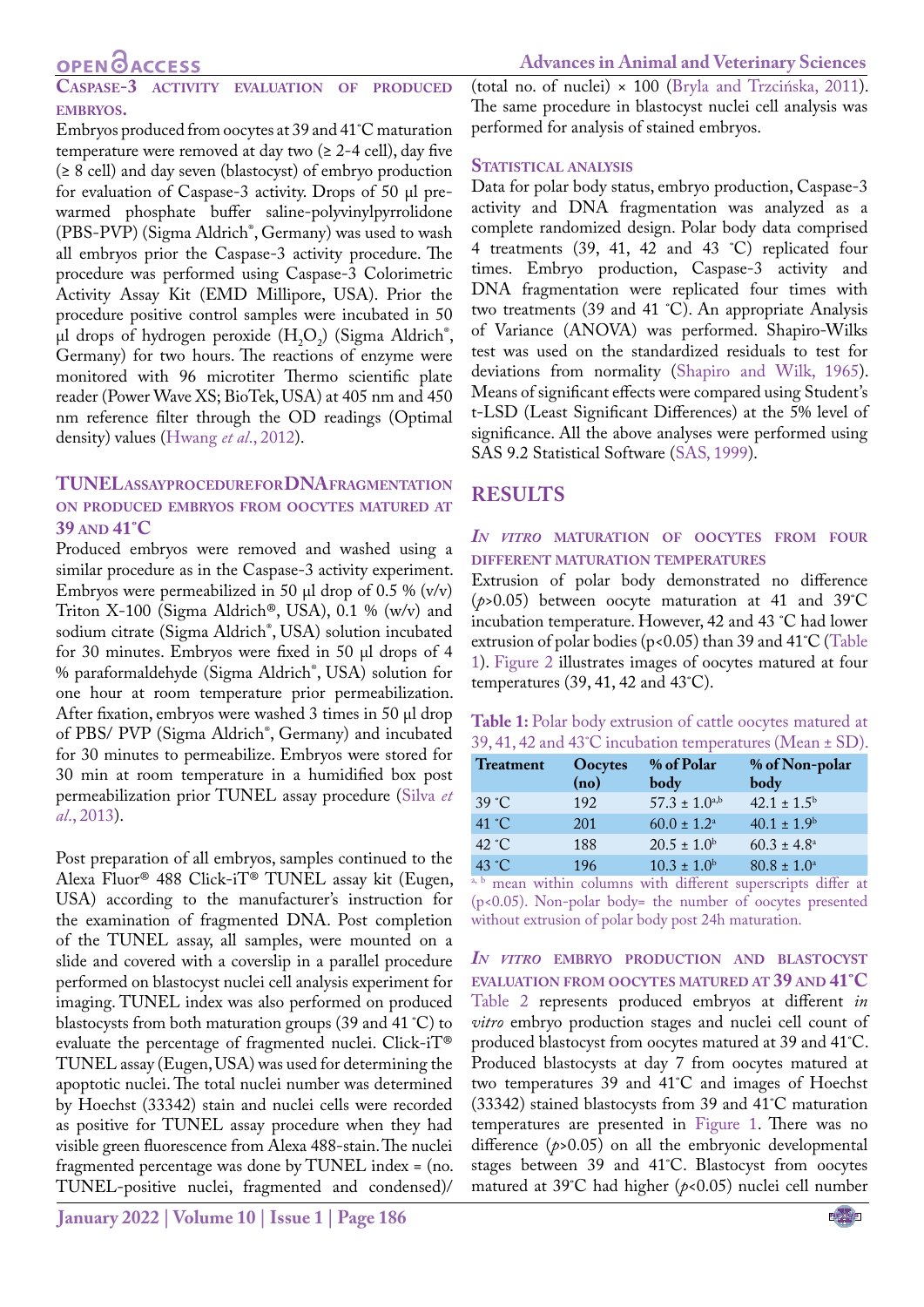### Caspase-3 activity evaluation of produced embryos.

Embryos produced from oocytes at 39 and 41˚C maturation temperature were removed at day two (≥ 2-4 cell), day five (≥ 8 cell) and day seven (blastocyst) of embryo production for evaluation of Caspase-3 activity. Drops of 50 µl pre-warmed phosphate buffer saline-polyvinylpyrrolidone (PBS-PVP) (Sigma Aldrich®, Germany) was used to wash all embryos prior the Caspase-3 activity procedure. The procedure was performed using Caspase-3 Colorimetric Activity Assay Kit (EMD Millipore, USA). Prior the procedure positive control samples were incubated in 50 µl drops of hydrogen peroxide ($H_2O_2$) (Sigma Aldrich®, Germany) for two hours. The reactions of enzyme were monitored with 96 microtiter Thermo scientific plate reader (Power Wave XS; BioTek, USA) at 405 nm and 450 nm reference filter through the OD readings (Optimal density) values (Hwang *et al*., 2012).

### TUNEL assay procedure for DNA fragmentation on produced embryos from oocytes matured at 39 and 41˚C

Produced embryos were removed and washed using a similar procedure as in the Caspase-3 activity experiment. Embryos were permeabilized in 50 µl drop of 0.5 % (v/v) Triton X-100 (Sigma Aldrich®, USA), 0.1 % (w/v) and sodium citrate (Sigma Aldrich®, USA) solution incubated for 30 minutes. Embryos were fixed in 50 µl drops of 4 % paraformaldehyde (Sigma Aldrich®, USA) solution for one hour at room temperature prior permeabilization. After fixation, embryos were washed 3 times in 50 µl drop of PBS/ PVP (Sigma Aldrich®, Germany) and incubated for 30 minutes to permeabilize. Embryos were stored for 30 min at room temperature in a humidified box post permeabilization prior TUNEL assay procedure (Silva *et al*., 2013).

Post preparation of all embryos, samples continued to the Alexa Fluor® 488 Click-iT® TUNEL assay kit (Eugen, USA) according to the manufacturer's instruction for the examination of fragmented DNA. Post completion of the TUNEL assay, all samples, were mounted on a slide and covered with a coverslip in a parallel procedure performed on blastocyst nuclei cell analysis experiment for imaging. TUNEL index was also performed on produced blastocysts from both maturation groups (39 and 41 ˚C) to evaluate the percentage of fragmented nuclei. Click-iT® TUNEL assay (Eugen, USA) was used for determining the apoptotic nuclei. The total nuclei number was determined by Hoechst (33342) stain and nuclei cells were recorded as positive for TUNEL assay procedure when they had visible green fluorescence from Alexa 488-stain. The nuclei fragmented percentage was done by TUNEL index = (no. TUNEL-positive nuclei, fragmented and condensed)/ (total no. of nuclei) × 100 (Bryla and Trzcińska, 2011). The same procedure in blastocyst nuclei cell analysis was performed for analysis of stained embryos.

### Statistical analysis

Data for polar body status, embryo production, Caspase-3 activity and DNA fragmentation was analyzed as a complete randomized design. Polar body data comprised 4 treatments (39, 41, 42 and 43 ˚C) replicated four times. Embryo production, Caspase-3 activity and DNA fragmentation were replicated four times with two treatments (39 and 41 ˚C). An appropriate Analysis of Variance (ANOVA) was performed. Shapiro-Wilks test was used on the standardized residuals to test for deviations from normality (Shapiro and Wilk, 1965). Means of significant effects were compared using Student's t-LSD (Least Significant Differences) at the 5% level of significance. All the above analyses were performed using SAS 9.2 Statistical Software (SAS, 1999).

## Results

### *In vitro* maturation of oocytes from four different maturation temperatures

Extrusion of polar body demonstrated no difference ($p>0.05$) between oocyte maturation at 41 and 39˚C incubation temperature. However, 42 and 43 ˚C had lower extrusion of polar bodies ($p<0.05$) than 39 and 41˚C (Table 1). Figure 2 illustrates images of oocytes matured at four temperatures (39, 41, 42 and 43˚C).

**Table 1:** Polar body extrusion of cattle oocytes matured at 39, 41, 42 and 43˚C incubation temperatures (Mean ± SD).

| Treatment | Oocytes (no) | % of Polar body | % of Non-polar body |
|---|---|---|---|
| 39 ˚C | 192 | 57.3 ± 1.0[a,b] | 42.1 ± 1.5[b] |
| 41 ˚C | 201 | 60.0 ± 1.2[a] | 40.1 ± 1.9[b] |
| 42 ˚C | 188 | 20.5 ± 1.0[b] | 60.3 ± 4.8[a] |
| 43 ˚C | 196 | 10.3 ± 1.0[b] | 80.8 ± 1.0[a] |

[a, b] mean within columns with different superscripts differ at (p<0.05). Non-polar body= the number of oocytes presented without extrusion of polar body post 24h maturation.

### *In vitro* embryo production and blastocyst evaluation from oocytes matured at 39 and 41˚C

Table 2 represents produced embryos at different *in vitro* embryo production stages and nuclei cell count of produced blastocyst from oocytes matured at 39 and 41˚C. Produced blastocysts at day 7 from oocytes matured at two temperatures 39 and 41˚C and images of Hoechst (33342) stained blastocysts from 39 and 41˚C maturation temperatures are presented in Figure 1. There was no difference ($p>0.05$) on all the embryonic developmental stages between 39 and 41˚C. Blastocyst from oocytes matured at 39˚C had higher ($p<0.05$) nuclei cell number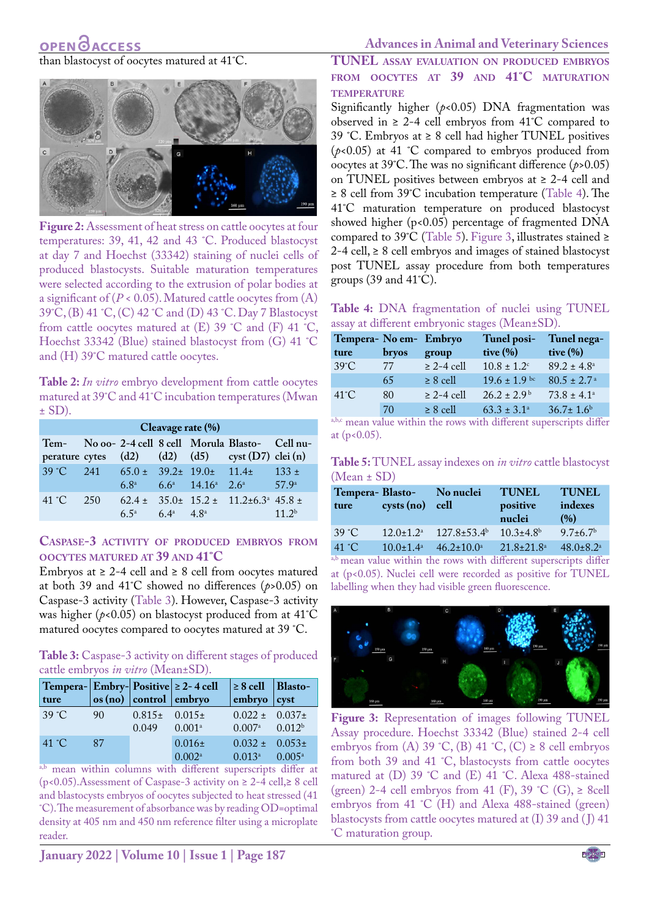than blastocyst of oocytes matured at 41°C.

**Figure 2:** Assessment of heat stress on cattle oocytes at four temperatures: 39, 41, 42 and 43 °C. Produced blastocyst at day 7 and Hoechst (33342) staining of nuclei cells of produced blastocysts. Suitable maturation temperatures were selected according to the extrusion of polar bodies at a significant of ($P < 0.05$). Matured cattle oocytes from (A) 39°C, (B) 41 °C, (C) 42 °C and (D) 43 °C. Day 7 Blastocyst from cattle oocytes matured at (E) 39 °C and (F) 41 °C, Hoechst 33342 (Blue) stained blastocyst from (G) 41 °C and (H) 39°C matured cattle oocytes.

**Table 2:** *In vitro* embryo development from cattle oocytes matured at 39°C and 41°C incubation temperatures (Mwan ± SD).

| | | Cleavage rate (%) | | | | |
|---|---|---|---|---|---|---|
| Temperature | No oocytes | 2-4 cell (d2) | 8 cell (d2) | Morula (d5) | Blastocyst (D7) | Cell nuclei (n) |
| 39 °C | 241 | 65.0 ± 6.8[a] | 39.2± 6.6[a] | 19.0± 14.16[a] | 11.4± 2.6[a] | 133 ± 57.9[a] |
| 41 °C | 250 | 62.4 ± 6.5[a] | 35.0± 6.4[a] | 15.2 ± 4.8[a] | 11.2±6.3[a] | 45.8 ± 11.2[b] |

## Caspase-3 activity of produced embryos from oocytes matured at 39 and 41°C

Embryos at ≥ 2-4 cell and ≥ 8 cell from oocytes matured at both 39 and 41°C showed no differences ($p$>0.05) on Caspase-3 activity (Table 3). However, Caspase-3 activity was higher ($p$<0.05) on blastocyst produced from at 41°C matured oocytes compared to oocytes matured at 39 °C.

**Table 3:** Caspase-3 activity on different stages of produced cattle embryos *in vitro* (Mean±SD).

| Temperature | Embryos (no) | Positive control | ≥ 2- 4 cell embryo | ≥ 8 cell embryo | Blastocyst |
|---|---|---|---|---|---|
| 39 °C | 90 | 0.815± 0.049 | 0.015± 0.001[a] | 0.022 ± 0.007[a] | 0.037± 0.012[b] |
| 41 °C | 87 | | 0.016± 0.002[a] | 0.032 ± 0.013[a] | 0.053± 0.005[a] |

[a,b] mean within columns with different superscripts differ at (p<0.05).Assessment of Caspase-3 activity on ≥ 2-4 cell,≥ 8 cell and blastocysts embryos of oocytes subjected to heat stressed (41 °C).The measurement of absorbance was by reading OD=optimal density at 405 nm and 450 nm reference filter using a microplate reader.

## TUNEL assay evaluation on produced embryos from oocytes at 39 and 41°C maturation temperature

Significantly higher ($p$<0.05) DNA fragmentation was observed in ≥ 2-4 cell embryos from 41°C compared to 39 °C. Embryos at ≥ 8 cell had higher TUNEL positives ($p$<0.05) at 41 °C compared to embryos produced from oocytes at 39°C. The was no significant difference ($p$>0.05) on TUNEL positives between embryos at ≥ 2-4 cell and ≥ 8 cell from 39°C incubation temperature (Table 4). The 41°C maturation temperature on produced blastocyst showed higher (p<0.05) percentage of fragmented DNA compared to 39°C (Table 5). Figure 3, illustrates stained ≥ 2-4 cell, ≥ 8 cell embryos and images of stained blastocyst post TUNEL assay procedure from both temperatures groups (39 and 41°C).

**Table 4:** DNA fragmentation of nuclei using TUNEL assay at different embryonic stages (Mean±SD).

| Temperature | No embryos | Embryo group | Tunel positive (%) | Tunel negative (%) |
|---|---|---|---|---|
| 39°C | 77 | ≥ 2-4 cell | 10.8 ± 1.2[c] | 89.2 ± 4.8[a] |
| | 65 | ≥ 8 cell | 19.6 ± 1.9[bc] | 80.5 ± 2.7[a] |
| 41°C | 80 | ≥ 2-4 cell | 26.2 ± 2.9[b] | 73.8 ± 4.1[a] |
| | 70 | ≥ 8 cell | 63.3 ± 3.1[a] | 36.7± 1.6[b] |

[a,b,c] mean value within the rows with different superscripts differ at (p<0.05).

**Table 5:** TUNEL assay indexes on *in vitro* cattle blastocyst (Mean ± SD)

| Temperature | Blastocysts (no) | No nuclei cell | TUNEL positive nuclei | TUNEL indexes (%) |
|---|---|---|---|---|
| 39 °C | 12.0±1.2[a] | 127.8±53.4[b] | 10.3±4.8[b] | 9.7±6.7[b] |
| 41 °C | 10.0±1.4[a] | 46.2±10.0[a] | 21.8±21.8[a] | 48.0±8.2[a] |

[a,b] mean value within the rows with different superscripts differ at (p<0.05). Nuclei cell were recorded as positive for TUNEL labelling when they had visible green fluorescence.

**Figure 3:** Representation of images following TUNEL Assay procedure. Hoechst 33342 (Blue) stained 2-4 cell embryos from (A) 39 °C, (B) 41 °C, (C) ≥ 8 cell embryos from both 39 and 41 °C, blastocysts from cattle oocytes matured at (D) 39 °C and (E) 41 °C. Alexa 488-stained (green) 2-4 cell embryos from 41 (F), 39 °C (G), ≥ 8cell embryos from 41 °C (H) and Alexa 488-stained (green) blastocysts from cattle oocytes matured at (I) 39 and (J) 41 °C maturation group.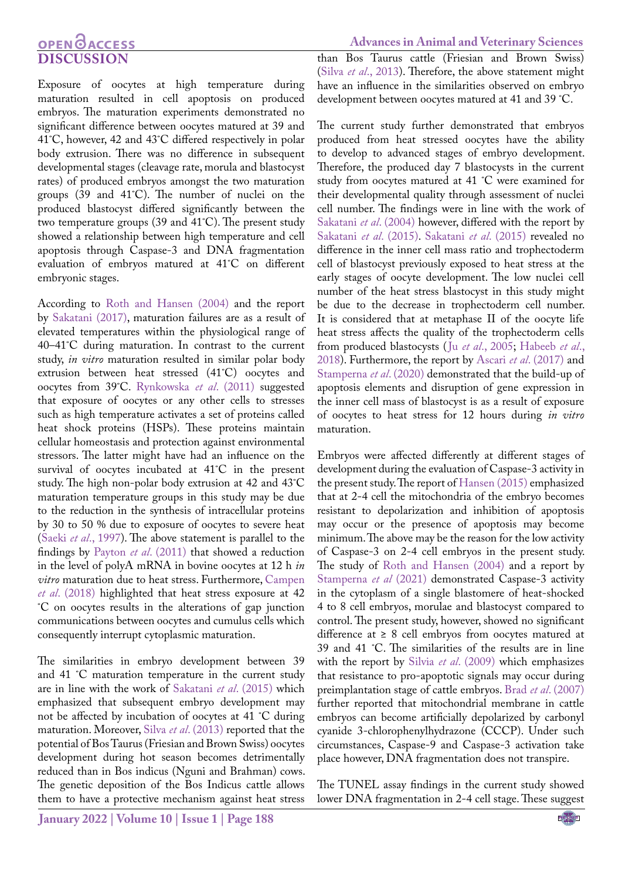## DISCUSSION

Exposure of oocytes at high temperature during maturation resulted in cell apoptosis on produced embryos. The maturation experiments demonstrated no significant difference between oocytes matured at 39 and 41°C, however, 42 and 43°C differed respectively in polar body extrusion. There was no difference in subsequent developmental stages (cleavage rate, morula and blastocyst rates) of produced embryos amongst the two maturation groups (39 and 41°C). The number of nuclei on the produced blastocyst differed significantly between the two temperature groups (39 and 41°C). The present study showed a relationship between high temperature and cell apoptosis through Caspase-3 and DNA fragmentation evaluation of embryos matured at 41°C on different embryonic stages.

According to Roth and Hansen (2004) and the report by Sakatani (2017), maturation failures are as a result of elevated temperatures within the physiological range of 40–41°C during maturation. In contrast to the current study, *in vitro* maturation resulted in similar polar body extrusion between heat stressed (41°C) oocytes and oocytes from 39°C. Rynkowska *et al.* (2011) suggested that exposure of oocytes or any other cells to stresses such as high temperature activates a set of proteins called heat shock proteins (HSPs). These proteins maintain cellular homeostasis and protection against environmental stressors. The latter might have had an influence on the survival of oocytes incubated at 41°C in the present study. The high non-polar body extrusion at 42 and 43°C maturation temperature groups in this study may be due to the reduction in the synthesis of intracellular proteins by 30 to 50 % due to exposure of oocytes to severe heat (Saeki *et al.*, 1997). The above statement is parallel to the findings by Payton *et al.* (2011) that showed a reduction in the level of polyA mRNA in bovine oocytes at 12 h *in vitro* maturation due to heat stress. Furthermore, Campen *et al.* (2018) highlighted that heat stress exposure at 42 °C on oocytes results in the alterations of gap junction communications between oocytes and cumulus cells which consequently interrupt cytoplasmic maturation.

The similarities in embryo development between 39 and 41 °C maturation temperature in the current study are in line with the work of Sakatani *et al.* (2015) which emphasized that subsequent embryo development may not be affected by incubation of oocytes at 41 °C during maturation. Moreover, Silva *et al.* (2013) reported that the potential of Bos Taurus (Friesian and Brown Swiss) oocytes development during hot season becomes detrimentally reduced than in Bos indicus (Nguni and Brahman) cows. The genetic deposition of the Bos Indicus cattle allows them to have a protective mechanism against heat stress than Bos Taurus cattle (Friesian and Brown Swiss) (Silva *et al.*, 2013). Therefore, the above statement might have an influence in the similarities observed on embryo development between oocytes matured at 41 and 39 °C.

The current study further demonstrated that embryos produced from heat stressed oocytes have the ability to develop to advanced stages of embryo development. Therefore, the produced day 7 blastocysts in the current study from oocytes matured at 41 °C were examined for their developmental quality through assessment of nuclei cell number. The findings were in line with the work of Sakatani *et al.* (2004) however, differed with the report by Sakatani *et al.* (2015). Sakatani *et al.* (2015) revealed no difference in the inner cell mass ratio and trophectoderm cell of blastocyst previously exposed to heat stress at the early stages of oocyte development. The low nuclei cell number of the heat stress blastocyst in this study might be due to the decrease in trophectoderm cell number. It is considered that at metaphase II of the oocyte life heat stress affects the quality of the trophectoderm cells from produced blastocysts (Ju *et al.*, 2005; Habeeb *et al.*, 2018). Furthermore, the report by Ascari *et al.* (2017) and Stamperna *et al.* (2020) demonstrated that the build-up of apoptosis elements and disruption of gene expression in the inner cell mass of blastocyst is as a result of exposure of oocytes to heat stress for 12 hours during *in vitro* maturation.

Embryos were affected differently at different stages of development during the evaluation of Caspase-3 activity in the present study. The report of Hansen (2015) emphasized that at 2-4 cell the mitochondria of the embryo becomes resistant to depolarization and inhibition of apoptosis may occur or the presence of apoptosis may become minimum. The above may be the reason for the low activity of Caspase-3 on 2-4 cell embryos in the present study. The study of Roth and Hansen (2004) and a report by Stamperna *et al* (2021) demonstrated Caspase-3 activity in the cytoplasm of a single blastomere of heat-shocked 4 to 8 cell embryos, morulae and blastocyst compared to control. The present study, however, showed no significant difference at ≥ 8 cell embryos from oocytes matured at 39 and 41 °C. The similarities of the results are in line with the report by Silvia *et al.* (2009) which emphasizes that resistance to pro-apoptotic signals may occur during preimplantation stage of cattle embryos. Brad *et al.* (2007) further reported that mitochondrial membrane in cattle embryos can become artificially depolarized by carbonyl cyanide 3-chlorophenylhydrazone (CCCP). Under such circumstances, Caspase-9 and Caspase-3 activation take place however, DNA fragmentation does not transpire.

The TUNEL assay findings in the current study showed lower DNA fragmentation in 2-4 cell stage. These suggest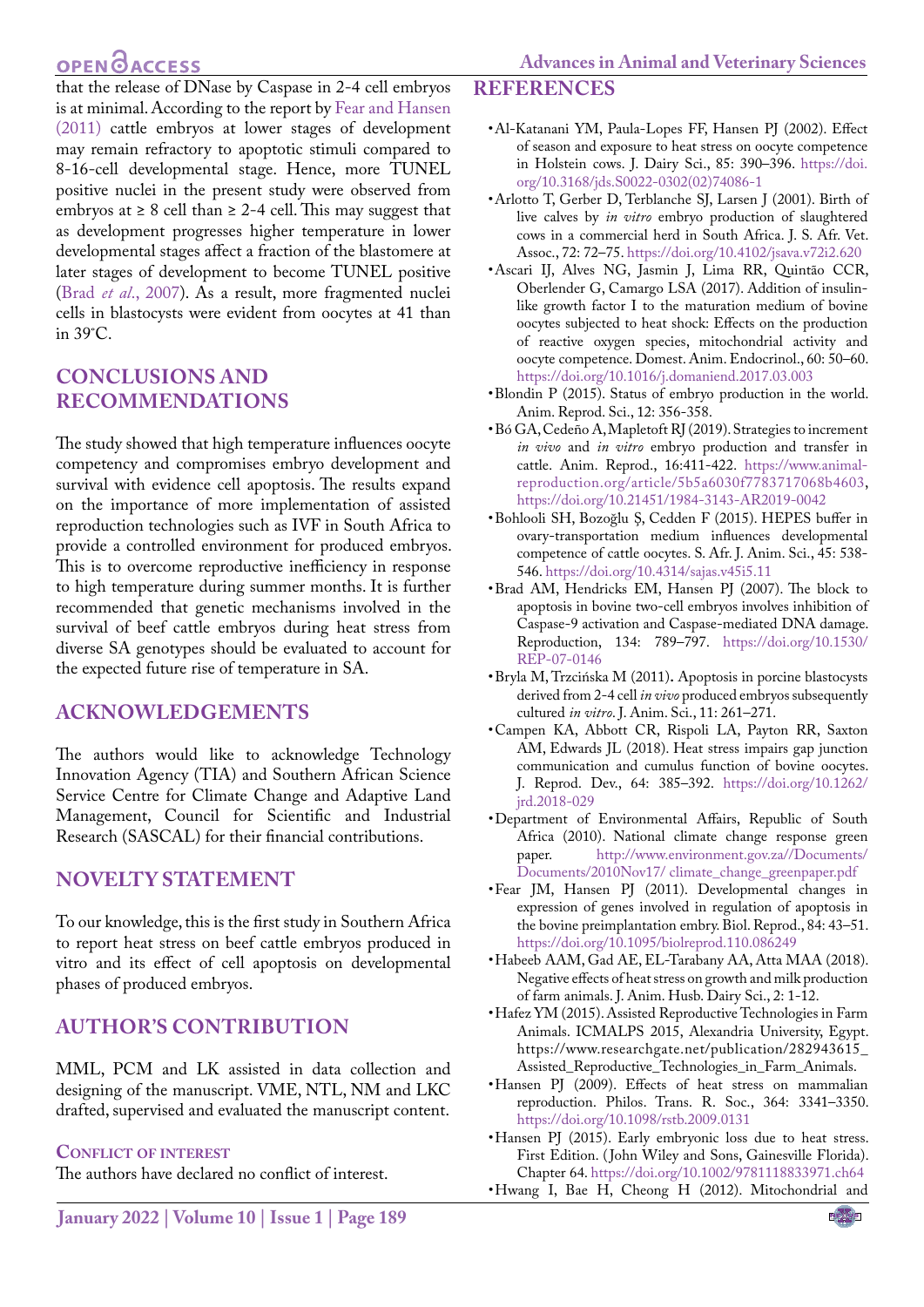that the release of DNase by Caspase in 2-4 cell embryos is at minimal. According to the report by Fear and Hansen (2011) cattle embryos at lower stages of development may remain refractory to apoptotic stimuli compared to 8-16-cell developmental stage. Hence, more TUNEL positive nuclei in the present study were observed from embryos at ≥ 8 cell than ≥ 2-4 cell. This may suggest that as development progresses higher temperature in lower developmental stages affect a fraction of the blastomere at later stages of development to become TUNEL positive (Brad *et al*., 2007). As a result, more fragmented nuclei cells in blastocysts were evident from oocytes at 41 than in 39°C.

## CONCLUSIONS AND RECOMMENDATIONS

The study showed that high temperature influences oocyte competency and compromises embryo development and survival with evidence cell apoptosis. The results expand on the importance of more implementation of assisted reproduction technologies such as IVF in South Africa to provide a controlled environment for produced embryos. This is to overcome reproductive inefficiency in response to high temperature during summer months. It is further recommended that genetic mechanisms involved in the survival of beef cattle embryos during heat stress from diverse SA genotypes should be evaluated to account for the expected future rise of temperature in SA.

## ACKNOWLEDGEMENTS

The authors would like to acknowledge Technology Innovation Agency (TIA) and Southern African Science Service Centre for Climate Change and Adaptive Land Management, Council for Scientific and Industrial Research (SASCAL) for their financial contributions.

## NOVELTY STATEMENT

To our knowledge, this is the first study in Southern Africa to report heat stress on beef cattle embryos produced in vitro and its effect of cell apoptosis on developmental phases of produced embryos.

## AUTHOR'S CONTRIBUTION

MML, PCM and LK assisted in data collection and designing of the manuscript. VME, NTL, NM and LKC drafted, supervised and evaluated the manuscript content.

### Conflict of interest

The authors have declared no conflict of interest.

## REFERENCES

- Al-Katanani YM, Paula-Lopes FF, Hansen PJ (2002). Effect of season and exposure to heat stress on oocyte competence in Holstein cows. J. Dairy Sci., 85: 390–396. https://doi.org/10.3168/jds.S0022-0302(02)74086-1
- Arlotto T, Gerber D, Terblanche SJ, Larsen J (2001). Birth of live calves by *in vitro* embryo production of slaughtered cows in a commercial herd in South Africa. J. S. Afr. Vet. Assoc., 72: 72–75. https://doi.org/10.4102/jsava.v72i2.620
- Ascari IJ, Alves NG, Jasmin J, Lima RR, Quintão CCR, Oberlender G, Camargo LSA (2017). Addition of insulin-like growth factor I to the maturation medium of bovine oocytes subjected to heat shock: Effects on the production of reactive oxygen species, mitochondrial activity and oocyte competence. Domest. Anim. Endocrinol., 60: 50–60. https://doi.org/10.1016/j.domaniend.2017.03.003
- Blondin P (2015). Status of embryo production in the world. Anim. Reprod. Sci., 12: 356–358.
- Bó GA, Cedeño A, Mapletoft RJ (2019). Strategies to increment *in vivo* and *in vitro* embryo production and transfer in cattle. Anim. Reprod., 16:411-422. https://www.animal-reproduction.org/article/5b5a6030f7783717068b4603, https://doi.org/10.21451/1984-3143-AR2019-0042
- Bohlooli SH, Bozoğlu Ş, Cedden F (2015). HEPES buffer in ovary-transportation medium influences developmental competence of cattle oocytes. S. Afr. J. Anim. Sci., 45: 538-546. https://doi.org/10.4314/sajas.v45i5.11
- Brad AM, Hendricks EM, Hansen PJ (2007). The block to apoptosis in bovine two-cell embryos involves inhibition of Caspase-9 activation and Caspase-mediated DNA damage. Reproduction, 134: 789–797. https://doi.org/10.1530/REP-07-0146
- Bryla M, Trzcińska M (2011). Apoptosis in porcine blastocysts derived from 2-4 cell *in vivo* produced embryos subsequently cultured *in vitro*. J. Anim. Sci., 11: 261–271.
- Campen KA, Abbott CR, Rispoli LA, Payton RR, Saxton AM, Edwards JL (2018). Heat stress impairs gap junction communication and cumulus function of bovine oocytes. J. Reprod. Dev., 64: 385–392. https://doi.org/10.1262/jrd.2018-029
- Department of Environmental Affairs, Republic of South Africa (2010). National climate change response green paper. http://www.environment.gov.za//Documents/Documents/2010Nov17/ climate_change_greenpaper.pdf
- Fear JM, Hansen PJ (2011). Developmental changes in expression of genes involved in regulation of apoptosis in the bovine preimplantation embryo. Biol. Reprod., 84: 43–51. https://doi.org/10.1095/biolreprod.110.086249
- Habeeb AAM, Gad AE, EL-Tarabany AA, Atta MAA (2018). Negative effects of heat stress on growth and milk production of farm animals. J. Anim. Husb. Dairy Sci., 2: 1-12.
- Hafez YM (2015). Assisted Reproductive Technologies in Farm Animals. ICMALPS 2015, Alexandria University, Egypt. https://www.researchgate.net/publication/282943615_Assisted_Reproductive_Technologies_in_Farm_Animals.
- Hansen PJ (2009). Effects of heat stress on mammalian reproduction. Philos. Trans. R. Soc., 364: 3341–3350. https://doi.org/10.1098/rstb.2009.0131
- Hansen PJ (2015). Early embryonic loss due to heat stress. First Edition. (John Wiley and Sons, Gainesville Florida). Chapter 64. https://doi.org/10.1002/9781118833971.ch64
- Hwang I, Bae H, Cheong H (2012). Mitochondrial and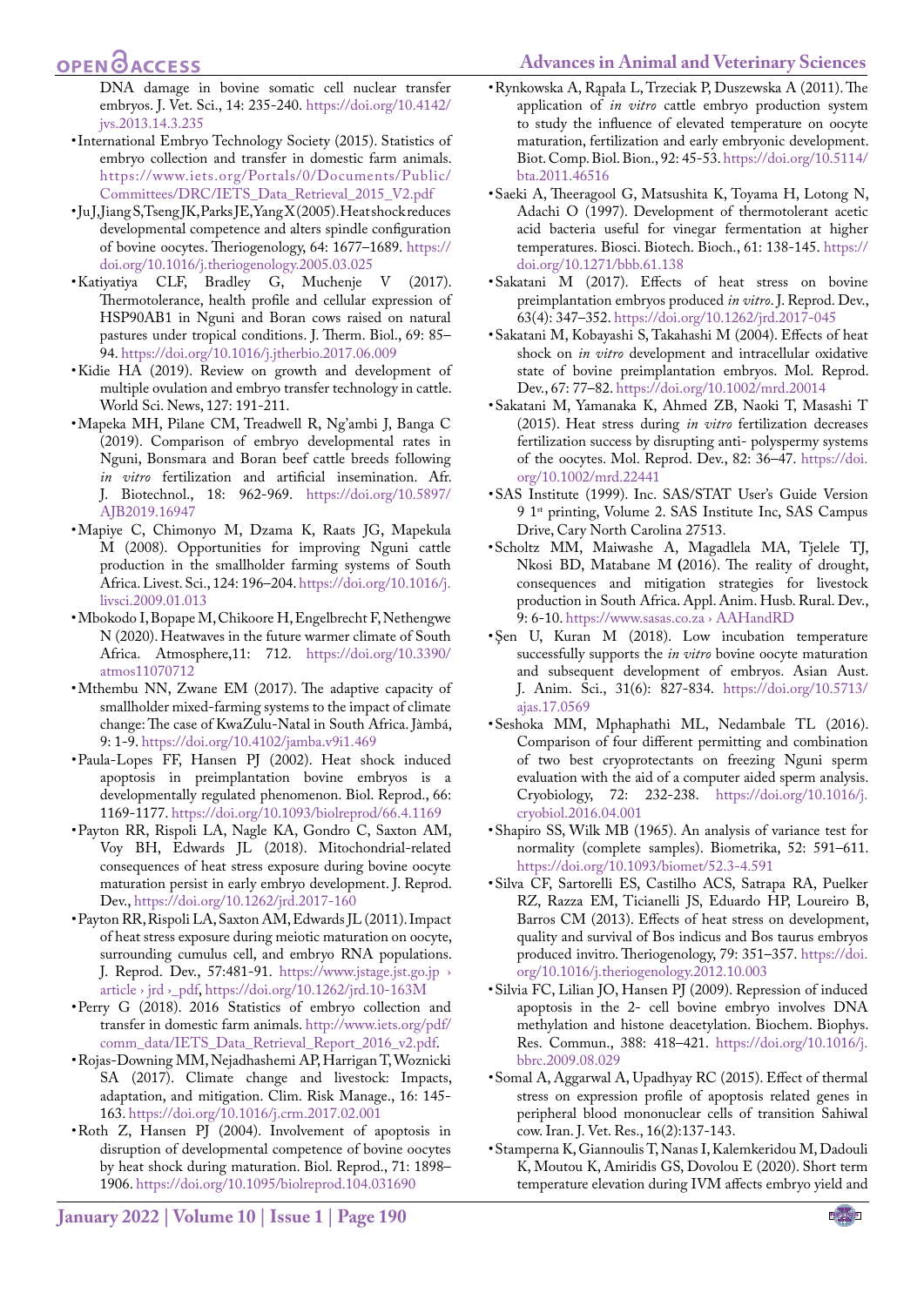DNA damage in bovine somatic cell nuclear transfer embryos. J. Vet. Sci., 14: 235-240. https://doi.org/10.4142/jvs.2013.14.3.235

- International Embryo Technology Society (2015). Statistics of embryo collection and transfer in domestic farm animals. https://www.iets.org/Portals/0/Documents/Public/Committees/DRC/IETS_Data_Retrieval_2015_V2.pdf
- Ju J, Jiang S, Tseng JK, Parks JE, Yang X (2005). Heat shock reduces developmental competence and alters spindle configuration of bovine oocytes. Theriogenology, 64: 1677–1689. https://doi.org/10.1016/j.theriogenology.2005.03.025
- Katiyatiya CLF, Bradley G, Muchenje V (2017). Thermotolerance, health profile and cellular expression of HSP90AB1 in Nguni and Boran cows raised on natural pastures under tropical conditions. J. Therm. Biol., 69: 85–94. https://doi.org/10.1016/j.jtherbio.2017.06.009
- Kidie HA (2019). Review on growth and development of multiple ovulation and embryo transfer technology in cattle. World Sci. News, 127: 191-211.
- Mapeka MH, Pilane CM, Treadwell R, Ng'ambi J, Banga C (2019). Comparison of embryo developmental rates in Nguni, Bonsmara and Boran beef cattle breeds following *in vitro* fertilization and artificial insemination. Afr. J. Biotechnol., 18: 962-969. https://doi.org/10.5897/AJB2019.16947
- Mapiye C, Chimonyo M, Dzama K, Raats JG, Mapekula M (2008). Opportunities for improving Nguni cattle production in the smallholder farming systems of South Africa. Livest. Sci., 124: 196–204. https://doi.org/10.1016/j.livsci.2009.01.013
- Mbokodo I, Bopape M, Chikoore H, Engelbrecht F, Nethengwe N (2020). Heatwaves in the future warmer climate of South Africa. Atmosphere,11: 712. https://doi.org/10.3390/atmos11070712
- Mthembu NN, Zwane EM (2017). The adaptive capacity of smallholder mixed-farming systems to the impact of climate change: The case of KwaZulu-Natal in South Africa. Jàmbá, 9: 1-9. https://doi.org/10.4102/jamba.v9i1.469
- Paula-Lopes FF, Hansen PJ (2002). Heat shock induced apoptosis in preimplantation bovine embryos is a developmentally regulated phenomenon. Biol. Reprod., 66: 1169-1177. https://doi.org/10.1093/biolreprod/66.4.1169
- Payton RR, Rispoli LA, Nagle KA, Gondro C, Saxton AM, Voy BH, Edwards JL (2018). Mitochondrial-related consequences of heat stress exposure during bovine oocyte maturation persist in early embryo development. J. Reprod. Dev., https://doi.org/10.1262/jrd.2017-160
- Payton RR, Rispoli LA, Saxton AM, Edwards JL (2011). Impact of heat stress exposure during meiotic maturation on oocyte, surrounding cumulus cell, and embryo RNA populations. J. Reprod. Dev., 57:481-91. https://www.jstage.jst.go.jp › article › jrd ›_pdf, https://doi.org/10.1262/jrd.10-163M
- Perry G (2018). 2016 Statistics of embryo collection and transfer in domestic farm animals. http://www.iets.org/pdf/comm_data/IETS_Data_Retrieval_Report_2016_v2.pdf.
- Rojas-Downing MM, Nejadhashemi AP, Harrigan T, Woznicki SA (2017). Climate change and livestock: Impacts, adaptation, and mitigation. Clim. Risk Manage., 16: 145-163. https://doi.org/10.1016/j.crm.2017.02.001
- Roth Z, Hansen PJ (2004). Involvement of apoptosis in disruption of developmental competence of bovine oocytes by heat shock during maturation. Biol. Reprod., 71: 1898–1906. https://doi.org/10.1095/biolreprod.104.031690
- Rynkowska A, Rąpała L, Trzeciak P, Duszewska A (2011). The application of *in vitro* cattle embryo production system to study the influence of elevated temperature on oocyte maturation, fertilization and early embryonic development. Biot. Comp. Biol. Bion., 92: 45-53. https://doi.org/10.5114/bta.2011.46516
- Saeki A, Theeragool G, Matsushita K, Toyama H, Lotong N, Adachi O (1997). Development of thermotolerant acetic acid bacteria useful for vinegar fermentation at higher temperatures. Biosci. Biotech. Bioch., 61: 138-145. https://doi.org/10.1271/bbb.61.138
- Sakatani M (2017). Effects of heat stress on bovine preimplantation embryos produced *in vitro*. J. Reprod. Dev., 63(4): 347–352. https://doi.org/10.1262/jrd.2017-045
- Sakatani M, Kobayashi S, Takahashi M (2004). Effects of heat shock on *in vitro* development and intracellular oxidative state of bovine preimplantation embryos. Mol. Reprod. Dev., 67: 77–82. https://doi.org/10.1002/mrd.20014
- Sakatani M, Yamanaka K, Ahmed ZB, Naoki T, Masashi T (2015). Heat stress during *in vitro* fertilization decreases fertilization success by disrupting anti- polyspermy systems of the oocytes. Mol. Reprod. Dev., 82: 36–47. https://doi.org/10.1002/mrd.22441
- SAS Institute (1999). Inc. SAS/STAT User's Guide Version 9 1st printing, Volume 2. SAS Institute Inc, SAS Campus Drive, Cary North Carolina 27513.
- Scholtz MM, Maiwashe A, Magadlela MA, Tjelele TJ, Nkosi BD, Matabane M (2016). The reality of drought, consequences and mitigation strategies for livestock production in South Africa. Appl. Anim. Husb. Rural. Dev., 9: 6-10. https://www.sasas.co.za › AAHandRD
- Şen U, Kuran M (2018). Low incubation temperature successfully supports the *in vitro* bovine oocyte maturation and subsequent development of embryos. Asian Aust. J. Anim. Sci., 31(6): 827-834. https://doi.org/10.5713/ajas.17.0569
- Seshoka MM, Mphaphathi ML, Nedambale TL (2016). Comparison of four different permitting and combination of two best cryoprotectants on freezing Nguni sperm evaluation with the aid of a computer aided sperm analysis. Cryobiology, 72: 232-238. https://doi.org/10.1016/j.cryobiol.2016.04.001
- Shapiro SS, Wilk MB (1965). An analysis of variance test for normality (complete samples). Biometrika, 52: 591–611. https://doi.org/10.1093/biomet/52.3-4.591
- Silva CF, Sartorelli ES, Castilho ACS, Satrapa RA, Puelker RZ, Razza EM, Ticianelli JS, Eduardo HP, Loureiro B, Barros CM (2013). Effects of heat stress on development, quality and survival of Bos indicus and Bos taurus embryos produced invitro. Theriogenology, 79: 351–357. https://doi.org/10.1016/j.theriogenology.2012.10.003
- Silvia FC, Lilian JO, Hansen PJ (2009). Repression of induced apoptosis in the 2- cell bovine embryo involves DNA methylation and histone deacetylation. Biochem. Biophys. Res. Commun., 388: 418–421. https://doi.org/10.1016/j.bbrc.2009.08.029
- Somal A, Aggarwal A, Upadhyay RC (2015). Effect of thermal stress on expression profile of apoptosis related genes in peripheral blood mononuclear cells of transition Sahiwal cow. Iran. J. Vet. Res., 16(2):137-143.
- Stamperna K, Giannoulis T, Nanas I, Kalemkeridou M, Dadouli K, Moutou K, Amiridis GS, Dovolou E (2020). Short term temperature elevation during IVM affects embryo yield and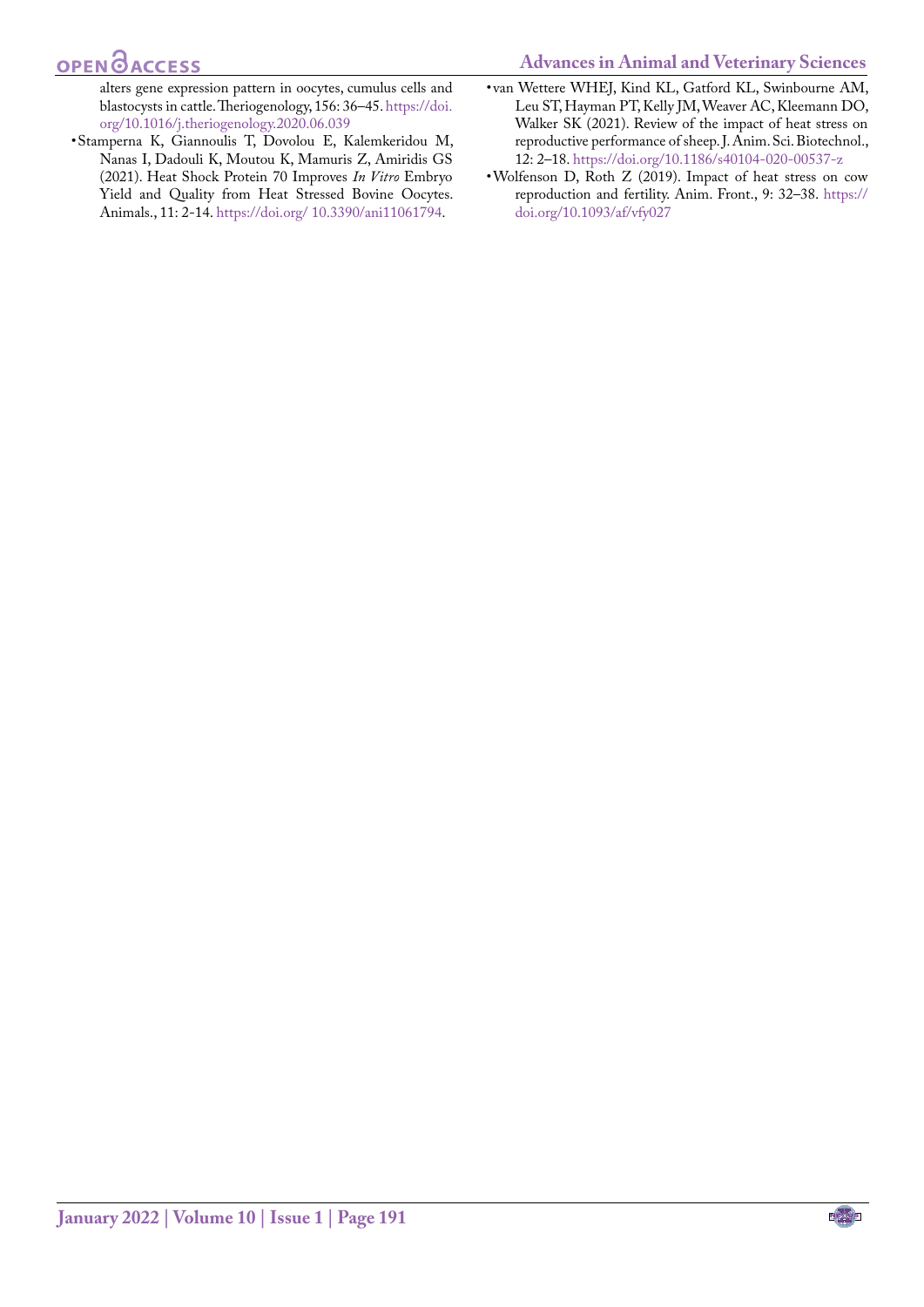alters gene expression pattern in oocytes, cumulus cells and blastocysts in cattle. Theriogenology, 156: 36–45. https://doi.org/10.1016/j.theriogenology.2020.06.039

- Stamperna K, Giannoulis T, Dovolou E, Kalemkeridou M, Nanas I, Dadouli K, Moutou K, Mamuris Z, Amiridis GS (2021). Heat Shock Protein 70 Improves *In Vitro* Embryo Yield and Quality from Heat Stressed Bovine Oocytes. Animals., 11: 2-14. https://doi.org/ 10.3390/ani11061794.
- van Wettere WHEJ, Kind KL, Gatford KL, Swinbourne AM, Leu ST, Hayman PT, Kelly JM, Weaver AC, Kleemann DO, Walker SK (2021). Review of the impact of heat stress on reproductive performance of sheep. J. Anim. Sci. Biotechnol., 12: 2–18. https://doi.org/10.1186/s40104-020-00537-z
- Wolfenson D, Roth Z (2019). Impact of heat stress on cow reproduction and fertility. Anim. Front., 9: 32–38. https://doi.org/10.1093/af/vfy027